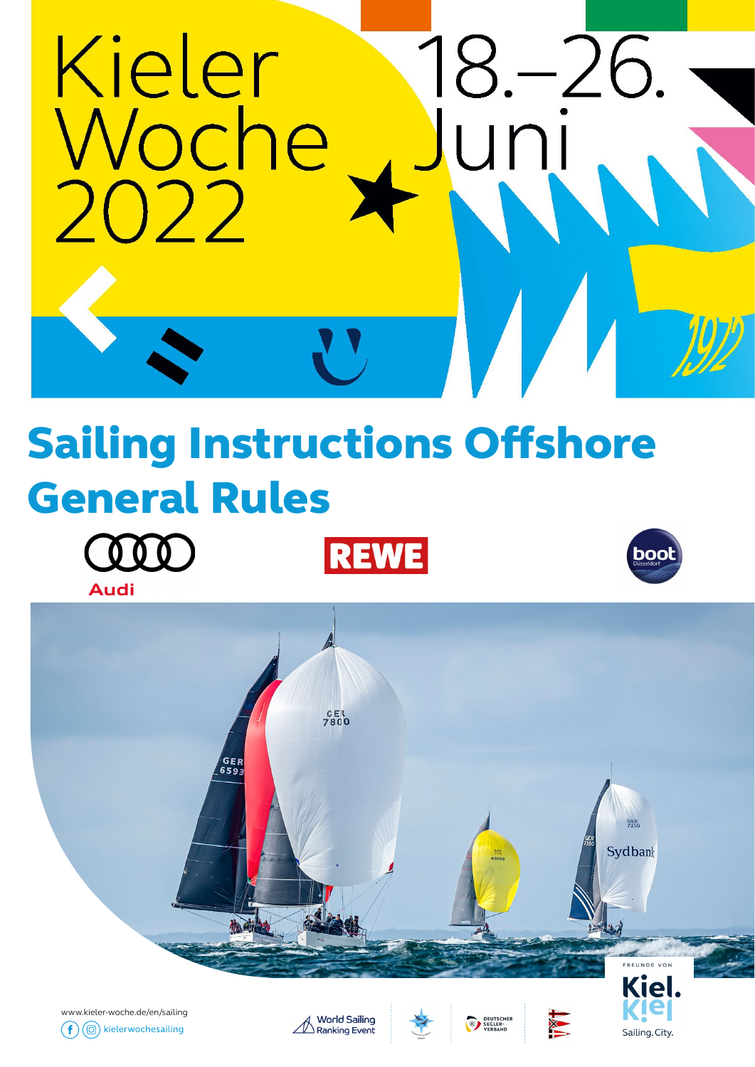# Kieler Woche 2022

18.–26. Juni

1972

# Sailing Instructions Offshore General Rules

Audi

REWE

boot Düsseldorf

www.kieler-woche.de/en/sailing

kielerwochesailing

World Sailing Ranking Event

Deutscher Segler-Verband

Freunde von Kiel. Sailing.City.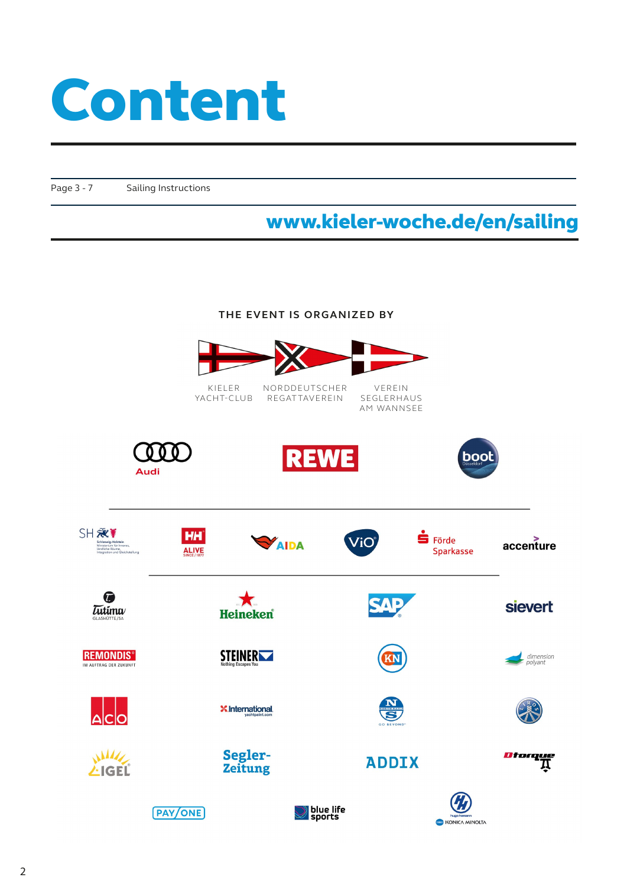# Content

| | |
|---|---|
| Page 3 - 7 | Sailing Instructions |

**www.kieler-woche.de/en/sailing**

THE EVENT IS ORGANIZED BY

KIELER YACHT-CLUB

NORDDEUTSCHER REGATTAVEREIN

VEREIN SEGLERHAUS AM WANNSEE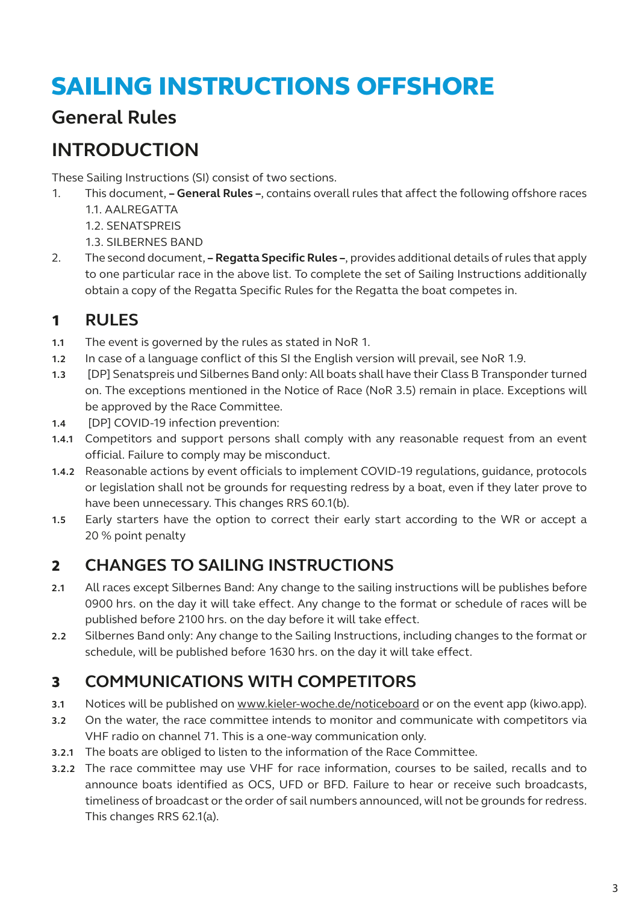# SAILING INSTRUCTIONS OFFSHORE

## General Rules

## INTRODUCTION

These Sailing Instructions (SI) consist of two sections.

1. This document, **– General Rules –**, contains overall rules that affect the following offshore races
   1.1. AALREGATTA
   1.2. SENATSPREIS
   1.3. SILBERNES BAND
2. The second document, **– Regatta Specific Rules –**, provides additional details of rules that apply to one particular race in the above list. To complete the set of Sailing Instructions additionally obtain a copy of the Regatta Specific Rules for the Regatta the boat competes in.

## 1 RULES

**1.1** The event is governed by the rules as stated in NoR 1.

**1.2** In case of a language conflict of this SI the English version will prevail, see NoR 1.9.

**1.3** [DP] Senatspreis und Silbernes Band only: All boats shall have their Class B Transponder turned on. The exceptions mentioned in the Notice of Race (NoR 3.5) remain in place. Exceptions will be approved by the Race Committee.

**1.4** [DP] COVID-19 infection prevention:

**1.4.1** Competitors and support persons shall comply with any reasonable request from an event official. Failure to comply may be misconduct.

**1.4.2** Reasonable actions by event officials to implement COVID-19 regulations, guidance, protocols or legislation shall not be grounds for requesting redress by a boat, even if they later prove to have been unnecessary. This changes RRS 60.1(b).

**1.5** Early starters have the option to correct their early start according to the WR or accept a 20 % point penalty

## 2 CHANGES TO SAILING INSTRUCTIONS

**2.1** All races except Silbernes Band: Any change to the sailing instructions will be publishes before 0900 hrs. on the day it will take effect. Any change to the format or schedule of races will be published before 2100 hrs. on the day before it will take effect.

**2.2** Silbernes Band only: Any change to the Sailing Instructions, including changes to the format or schedule, will be published before 1630 hrs. on the day it will take effect.

## 3 COMMUNICATIONS WITH COMPETITORS

**3.1** Notices will be published on www.kieler-woche.de/noticeboard or on the event app (kiwo.app).

**3.2** On the water, the race committee intends to monitor and communicate with competitors via VHF radio on channel 71. This is a one-way communication only.

**3.2.1** The boats are obliged to listen to the information of the Race Committee.

**3.2.2** The race committee may use VHF for race information, courses to be sailed, recalls and to announce boats identified as OCS, UFD or BFD. Failure to hear or receive such broadcasts, timeliness of broadcast or the order of sail numbers announced, will not be grounds for redress. This changes RRS 62.1(a).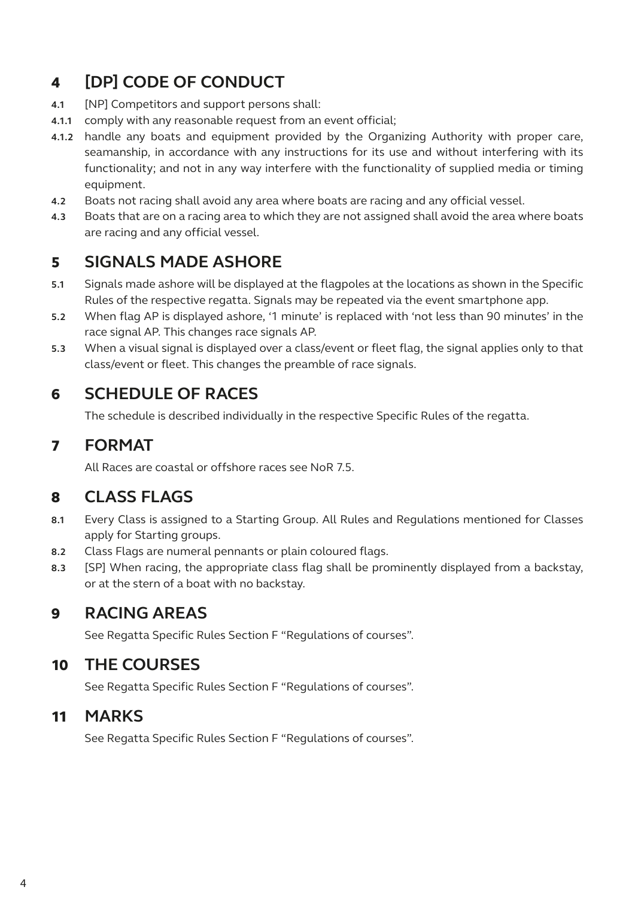## 4 [DP] CODE OF CONDUCT

**4.1** [NP] Competitors and support persons shall:

**4.1.1** comply with any reasonable request from an event official;

**4.1.2** handle any boats and equipment provided by the Organizing Authority with proper care, seamanship, in accordance with any instructions for its use and without interfering with its functionality; and not in any way interfere with the functionality of supplied media or timing equipment.

**4.2** Boats not racing shall avoid any area where boats are racing and any official vessel.

**4.3** Boats that are on a racing area to which they are not assigned shall avoid the area where boats are racing and any official vessel.

## 5 SIGNALS MADE ASHORE

**5.1** Signals made ashore will be displayed at the flagpoles at the locations as shown in the Specific Rules of the respective regatta. Signals may be repeated via the event smartphone app.

**5.2** When flag AP is displayed ashore, '1 minute' is replaced with 'not less than 90 minutes' in the race signal AP. This changes race signals AP.

**5.3** When a visual signal is displayed over a class/event or fleet flag, the signal applies only to that class/event or fleet. This changes the preamble of race signals.

## 6 SCHEDULE OF RACES

The schedule is described individually in the respective Specific Rules of the regatta.

## 7 FORMAT

All Races are coastal or offshore races see NoR 7.5.

## 8 CLASS FLAGS

**8.1** Every Class is assigned to a Starting Group. All Rules and Regulations mentioned for Classes apply for Starting groups.

**8.2** Class Flags are numeral pennants or plain coloured flags.

**8.3** [SP] When racing, the appropriate class flag shall be prominently displayed from a backstay, or at the stern of a boat with no backstay.

## 9 RACING AREAS

See Regatta Specific Rules Section F "Regulations of courses".

## 10 THE COURSES

See Regatta Specific Rules Section F "Regulations of courses".

## 11 MARKS

See Regatta Specific Rules Section F "Regulations of courses".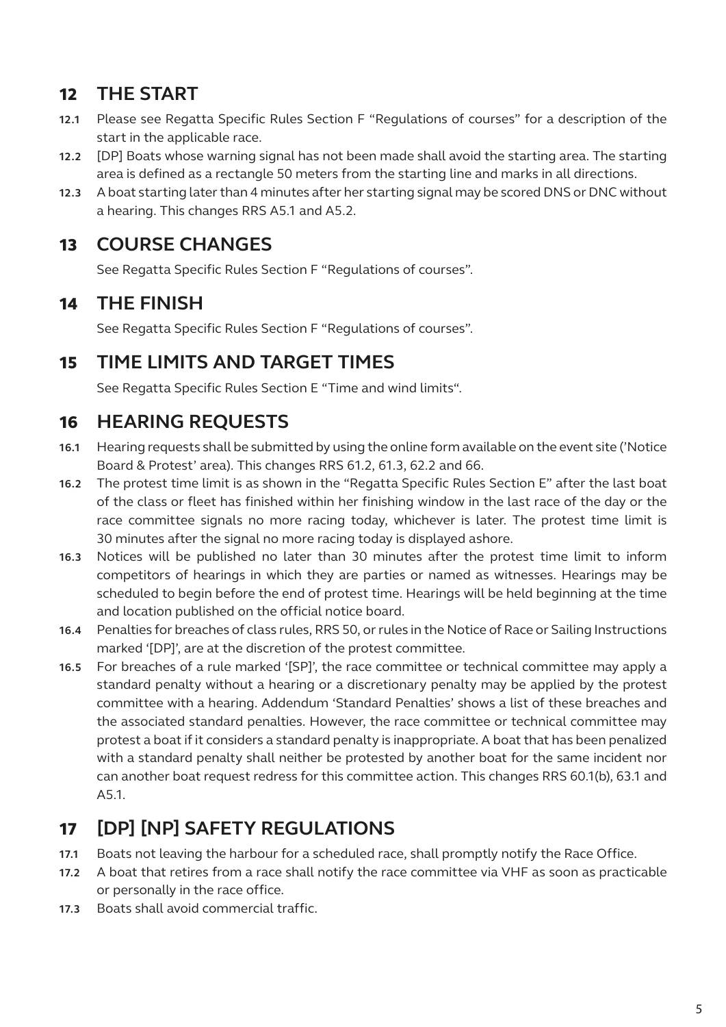## 12 THE START

**12.1** Please see Regatta Specific Rules Section F "Regulations of courses" for a description of the start in the applicable race.

**12.2** [DP] Boats whose warning signal has not been made shall avoid the starting area. The starting area is defined as a rectangle 50 meters from the starting line and marks in all directions.

**12.3** A boat starting later than 4 minutes after her starting signal may be scored DNS or DNC without a hearing. This changes RRS A5.1 and A5.2.

## 13 COURSE CHANGES

See Regatta Specific Rules Section F "Regulations of courses".

## 14 THE FINISH

See Regatta Specific Rules Section F "Regulations of courses".

## 15 TIME LIMITS AND TARGET TIMES

See Regatta Specific Rules Section E "Time and wind limits".

## 16 HEARING REQUESTS

**16.1** Hearing requests shall be submitted by using the online form available on the event site ('Notice Board & Protest' area). This changes RRS 61.2, 61.3, 62.2 and 66.

**16.2** The protest time limit is as shown in the "Regatta Specific Rules Section E" after the last boat of the class or fleet has finished within her finishing window in the last race of the day or the race committee signals no more racing today, whichever is later. The protest time limit is 30 minutes after the signal no more racing today is displayed ashore.

**16.3** Notices will be published no later than 30 minutes after the protest time limit to inform competitors of hearings in which they are parties or named as witnesses. Hearings may be scheduled to begin before the end of protest time. Hearings will be held beginning at the time and location published on the official notice board.

**16.4** Penalties for breaches of class rules, RRS 50, or rules in the Notice of Race or Sailing Instructions marked '[DP]', are at the discretion of the protest committee.

**16.5** For breaches of a rule marked '[SP]', the race committee or technical committee may apply a standard penalty without a hearing or a discretionary penalty may be applied by the protest committee with a hearing. Addendum 'Standard Penalties' shows a list of these breaches and the associated standard penalties. However, the race committee or technical committee may protest a boat if it considers a standard penalty is inappropriate. A boat that has been penalized with a standard penalty shall neither be protested by another boat for the same incident nor can another boat request redress for this committee action. This changes RRS 60.1(b), 63.1 and A5.1.

## 17 [DP] [NP] SAFETY REGULATIONS

**17.1** Boats not leaving the harbour for a scheduled race, shall promptly notify the Race Office.

**17.2** A boat that retires from a race shall notify the race committee via VHF as soon as practicable or personally in the race office.

**17.3** Boats shall avoid commercial traffic.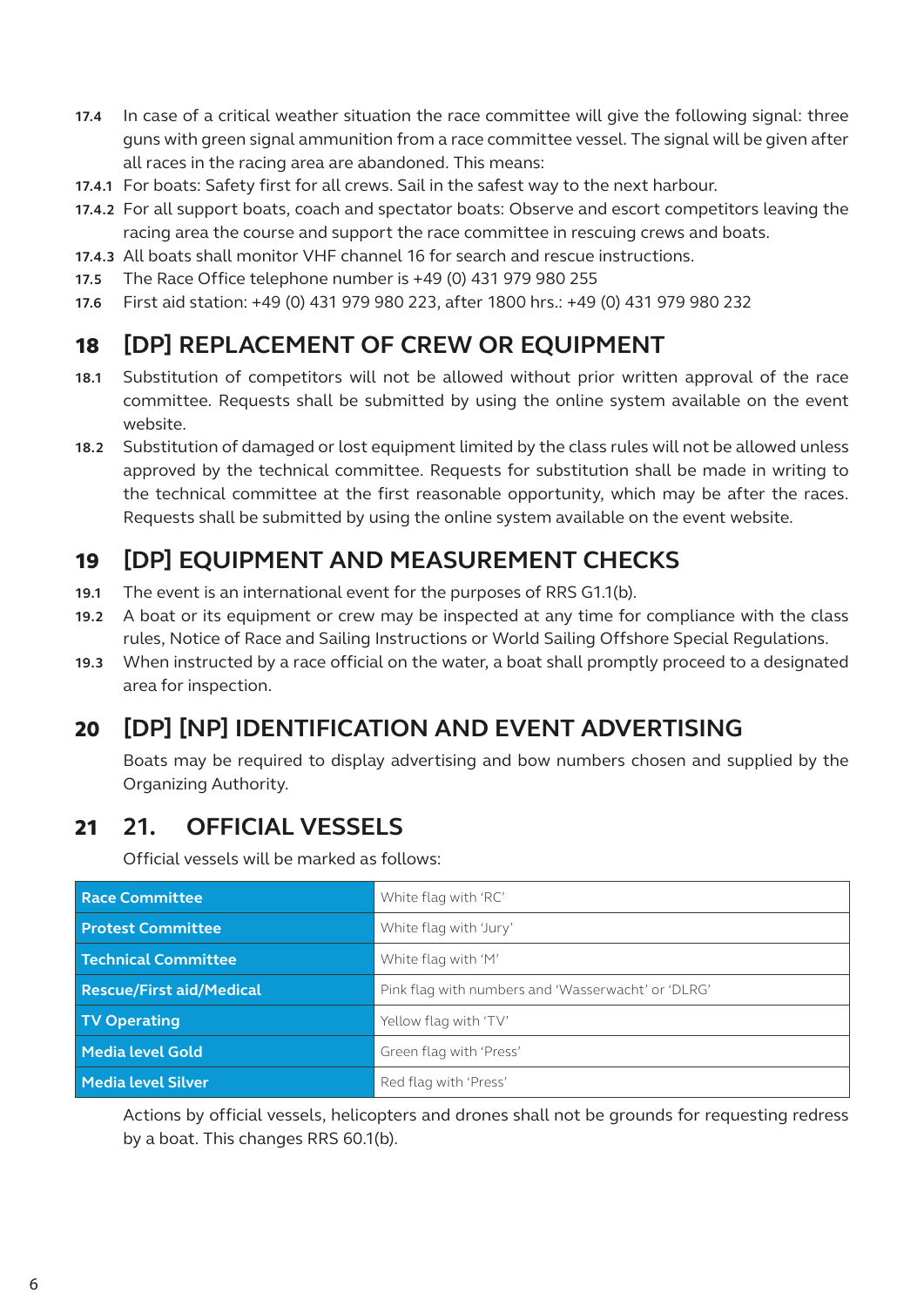**17.4** In case of a critical weather situation the race committee will give the following signal: three guns with green signal ammunition from a race committee vessel. The signal will be given after all races in the racing area are abandoned. This means:

**17.4.1** For boats: Safety first for all crews. Sail in the safest way to the next harbour.

**17.4.2** For all support boats, coach and spectator boats: Observe and escort competitors leaving the racing area the course and support the race committee in rescuing crews and boats.

**17.4.3** All boats shall monitor VHF channel 16 for search and rescue instructions.

**17.5** The Race Office telephone number is +49 (0) 431 979 980 255

**17.6** First aid station: +49 (0) 431 979 980 223, after 1800 hrs.: +49 (0) 431 979 980 232

## 18 [DP] REPLACEMENT OF CREW OR EQUIPMENT

**18.1** Substitution of competitors will not be allowed without prior written approval of the race committee. Requests shall be submitted by using the online system available on the event website.

**18.2** Substitution of damaged or lost equipment limited by the class rules will not be allowed unless approved by the technical committee. Requests for substitution shall be made in writing to the technical committee at the first reasonable opportunity, which may be after the races. Requests shall be submitted by using the online system available on the event website.

## 19 [DP] EQUIPMENT AND MEASUREMENT CHECKS

**19.1** The event is an international event for the purposes of RRS G1.1(b).

**19.2** A boat or its equipment or crew may be inspected at any time for compliance with the class rules, Notice of Race and Sailing Instructions or World Sailing Offshore Special Regulations.

**19.3** When instructed by a race official on the water, a boat shall promptly proceed to a designated area for inspection.

## 20 [DP] [NP] IDENTIFICATION AND EVENT ADVERTISING

Boats may be required to display advertising and bow numbers chosen and supplied by the Organizing Authority.

## 21 21. OFFICIAL VESSELS

Official vessels will be marked as follows:

| | |
|---|---|
| **Race Committee** | White flag with 'RC' |
| **Protest Committee** | White flag with 'Jury' |
| **Technical Committee** | White flag with 'M' |
| **Rescue/First aid/Medical** | Pink flag with numbers and 'Wasserwacht' or 'DLRG' |
| **TV Operating** | Yellow flag with 'TV' |
| **Media level Gold** | Green flag with 'Press' |
| **Media level Silver** | Red flag with 'Press' |

Actions by official vessels, helicopters and drones shall not be grounds for requesting redress by a boat. This changes RRS 60.1(b).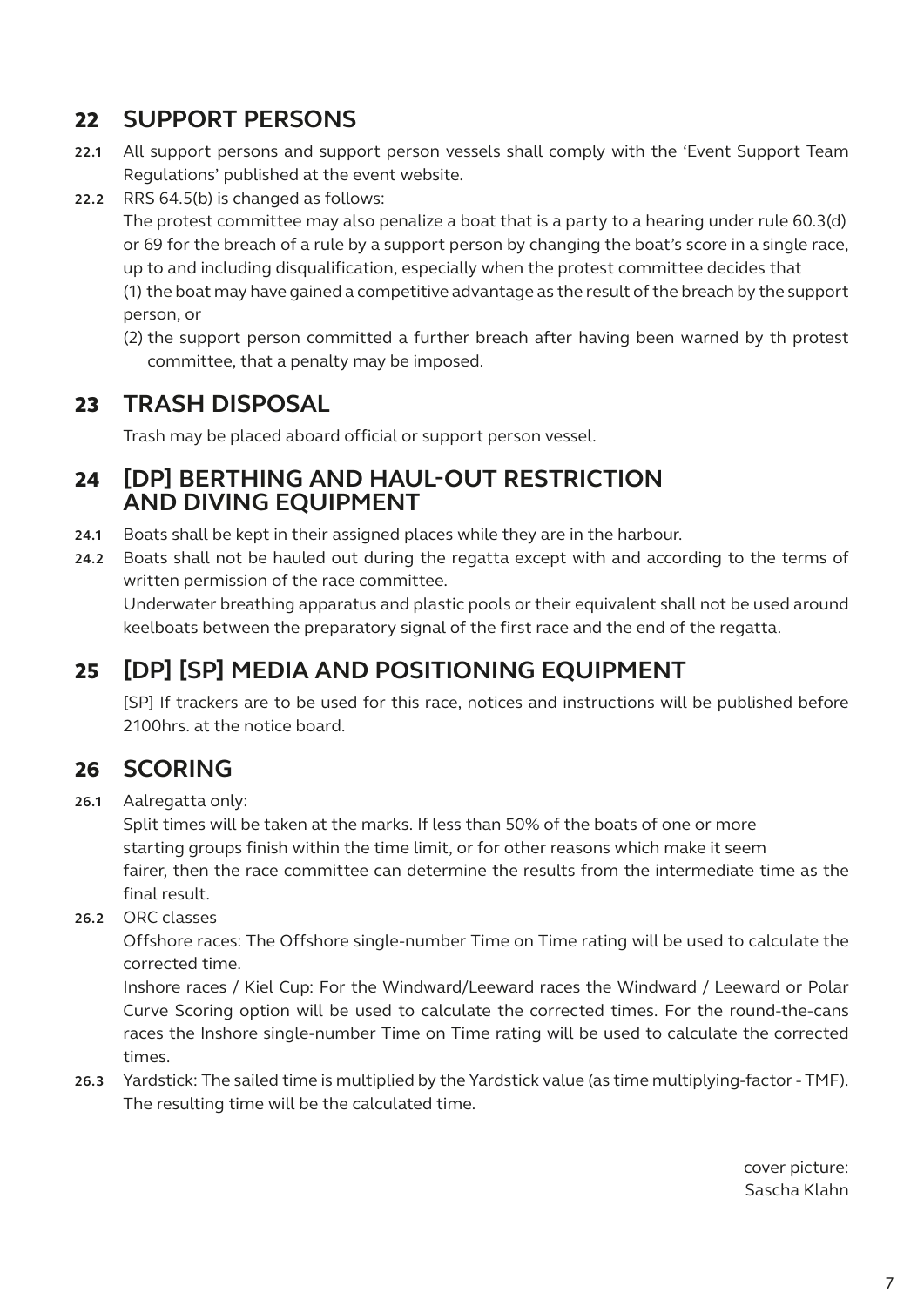## 22 SUPPORT PERSONS

**22.1** All support persons and support person vessels shall comply with the 'Event Support Team Regulations' published at the event website.

**22.2** RRS 64.5(b) is changed as follows:
The protest committee may also penalize a boat that is a party to a hearing under rule 60.3(d) or 69 for the breach of a rule by a support person by changing the boat's score in a single race, up to and including disqualification, especially when the protest committee decides that
(1) the boat may have gained a competitive advantage as the result of the breach by the support person, or
(2) the support person committed a further breach after having been warned by th protest committee, that a penalty may be imposed.

## 23 TRASH DISPOSAL

Trash may be placed aboard official or support person vessel.

## 24 [DP] BERTHING AND HAUL-OUT RESTRICTION AND DIVING EQUIPMENT

**24.1** Boats shall be kept in their assigned places while they are in the harbour.

**24.2** Boats shall not be hauled out during the regatta except with and according to the terms of written permission of the race committee.
Underwater breathing apparatus and plastic pools or their equivalent shall not be used around keelboats between the preparatory signal of the first race and the end of the regatta.

## 25 [DP] [SP] MEDIA AND POSITIONING EQUIPMENT

[SP] If trackers are to be used for this race, notices and instructions will be published before 2100hrs. at the notice board.

## 26 SCORING

**26.1** Aalregatta only:
Split times will be taken at the marks. If less than 50% of the boats of one or more starting groups finish within the time limit, or for other reasons which make it seem fairer, then the race committee can determine the results from the intermediate time as the final result.

**26.2** ORC classes
Offshore races: The Offshore single-number Time on Time rating will be used to calculate the corrected time.
Inshore races / Kiel Cup: For the Windward/Leeward races the Windward / Leeward or Polar Curve Scoring option will be used to calculate the corrected times. For the round-the-cans races the Inshore single-number Time on Time rating will be used to calculate the corrected times.

**26.3** Yardstick: The sailed time is multiplied by the Yardstick value (as time multiplying-factor - TMF). The resulting time will be the calculated time.

cover picture:
Sascha Klahn